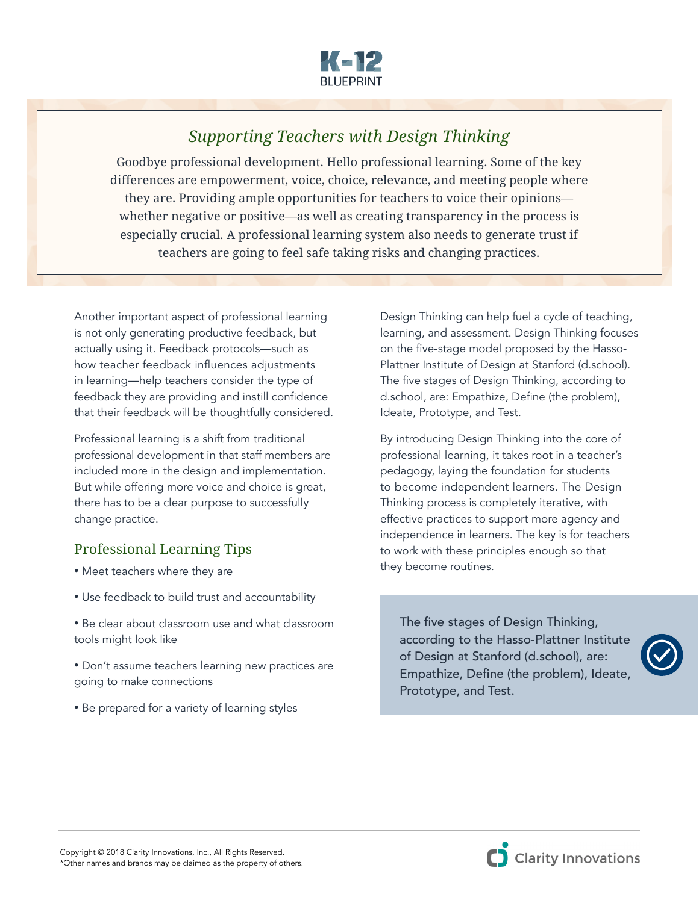# K-12 BLUEPRINT

## *Supporting Teachers with Design Thinking*

Goodbye professional development. Hello professional learning. Some of the key differences are empowerment, voice, choice, relevance, and meeting people where they are. Providing ample opportunities for teachers to voice their opinions—whether negative or positive—as well as creating transparency in the process is especially crucial. A professional learning system also needs to generate trust if teachers are going to feel safe taking risks and changing practices.

Another important aspect of professional learning is not only generating productive feedback, but actually using it. Feedback protocols—such as how teacher feedback influences adjustments in learning—help teachers consider the type of feedback they are providing and instill confidence that their feedback will be thoughtfully considered.

Professional learning is a shift from traditional professional development in that staff members are included more in the design and implementation. But while offering more voice and choice is great, there has to be a clear purpose to successfully change practice.

### Professional Learning Tips

- Meet teachers where they are
- Use feedback to build trust and accountability
- Be clear about classroom use and what classroom tools might look like
- Don't assume teachers learning new practices are going to make connections
- Be prepared for a variety of learning styles

Design Thinking can help fuel a cycle of teaching, learning, and assessment. Design Thinking focuses on the five-stage model proposed by the Hasso-Plattner Institute of Design at Stanford (d.school). The five stages of Design Thinking, according to d.school, are: Empathize, Define (the problem), Ideate, Prototype, and Test.

By introducing Design Thinking into the core of professional learning, it takes root in a teacher's pedagogy, laying the foundation for students to become independent learners. The Design Thinking process is completely iterative, with effective practices to support more agency and independence in learners. The key is for teachers to work with these principles enough so that they become routines.

> The five stages of Design Thinking, according to the Hasso-Plattner Institute of Design at Stanford (d.school), are: Empathize, Define (the problem), Ideate, Prototype, and Test.

Copyright © 2018 Clarity Innovations, Inc., All Rights Reserved.
*Other names and brands may be claimed as the property of others.

Clarity Innovations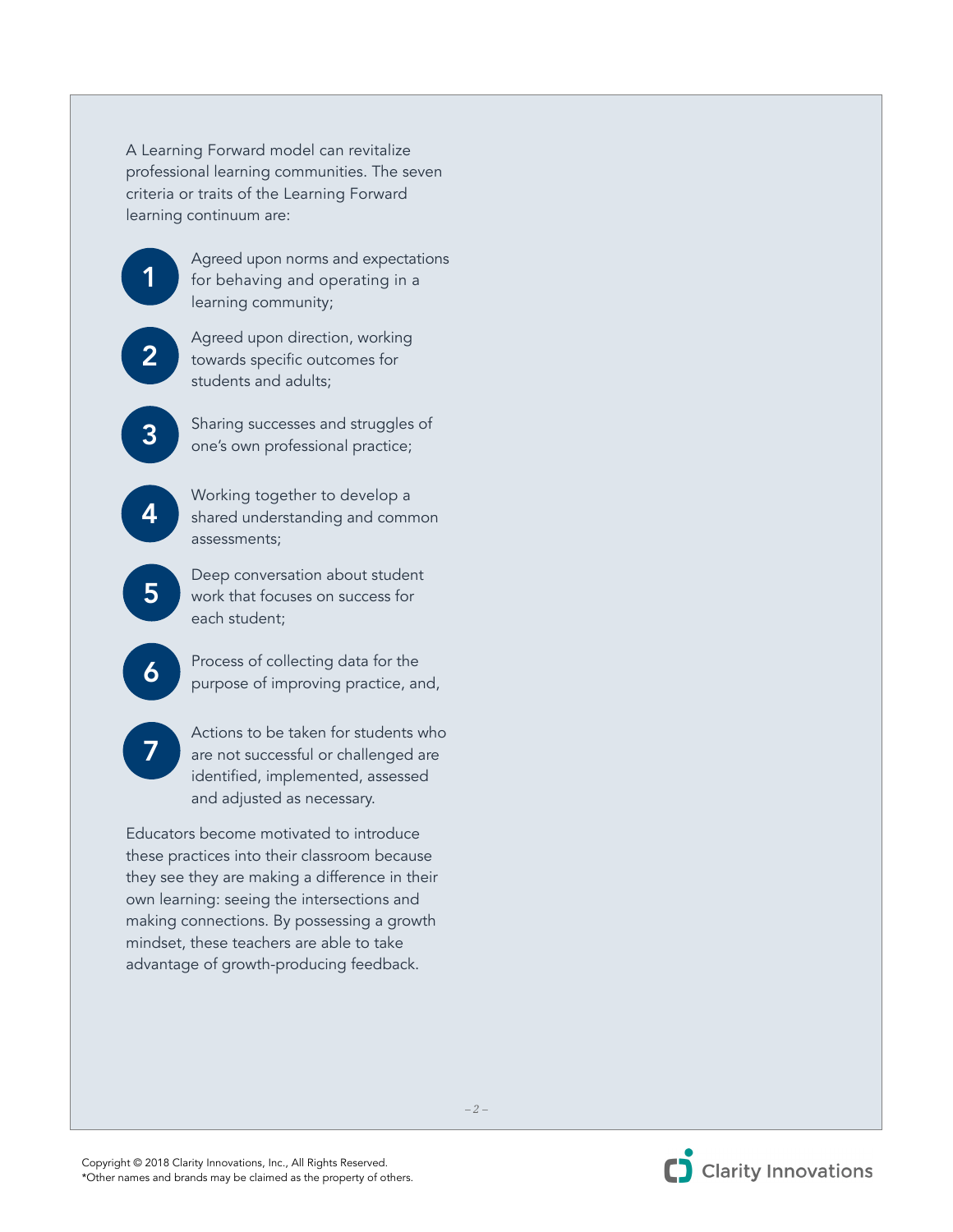A Learning Forward model can revitalize professional learning communities. The seven criteria or traits of the Learning Forward learning continuum are:

1. Agreed upon norms and expectations for behaving and operating in a learning community;
2. Agreed upon direction, working towards specific outcomes for students and adults;
3. Sharing successes and struggles of one's own professional practice;
4. Working together to develop a shared understanding and common assessments;
5. Deep conversation about student work that focuses on success for each student;
6. Process of collecting data for the purpose of improving practice, and,
7. Actions to be taken for students who are not successful or challenged are identified, implemented, assessed and adjusted as necessary.

Educators become motivated to introduce these practices into their classroom because they see they are making a difference in their own learning: seeing the intersections and making connections. By possessing a growth mindset, these teachers are able to take advantage of growth-producing feedback.

Copyright © 2018 Clarity Innovations, Inc., All Rights Reserved.
*Other names and brands may be claimed as the property of others.

Clarity Innovations